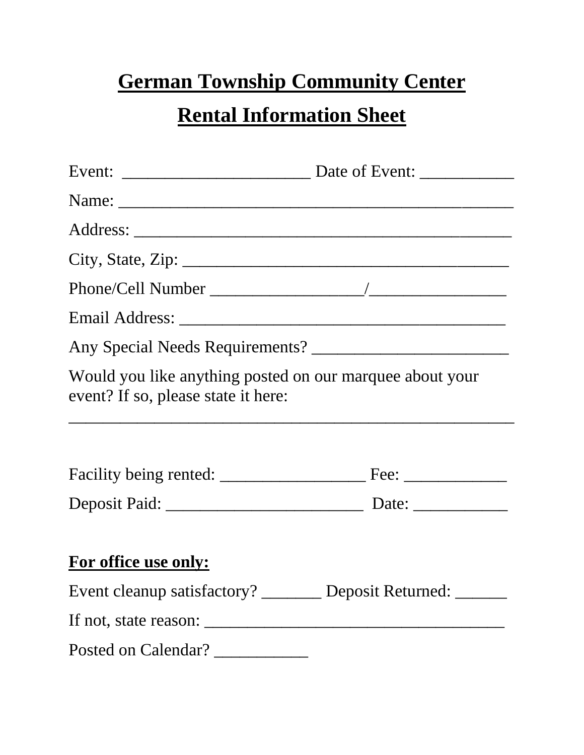# German Township Community Center

# Rental Information Sheet

Event: ______________________ Date of Event: ___________

Name: ______________________________________________

Address: ____________________________________________

City, State, Zip: ______________________________________

Phone/Cell Number __________________/________________

Email Address: ______________________________________

Any Special Needs Requirements? _______________________

Would you like anything posted on our marquee about your event? If so, please state it here:

_____________________________________________________

Facility being rented: _________________ Fee: ____________

Deposit Paid: _______________________ Date: ___________

**For office use only:**

Event cleanup satisfactory? _______ Deposit Returned: ______

If not, state reason: ___________________________________

Posted on Calendar? ___________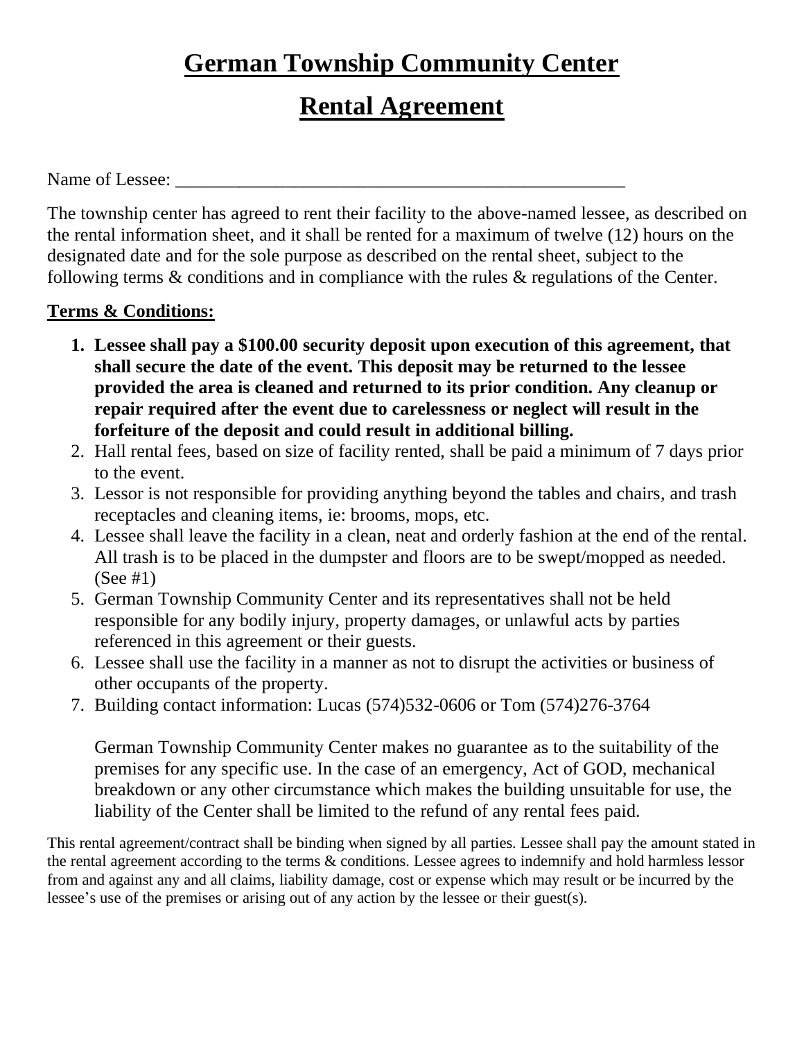# German Township Community Center

# Rental Agreement

Name of Lessee: ___________________________________________________

The township center has agreed to rent their facility to the above-named lessee, as described on the rental information sheet, and it shall be rented for a maximum of twelve (12) hours on the designated date and for the sole purpose as described on the rental sheet, subject to the following terms & conditions and in compliance with the rules & regulations of the Center.

**Terms & Conditions:**

1. **Lessee shall pay a $100.00 security deposit upon execution of this agreement, that shall secure the date of the event. This deposit may be returned to the lessee provided the area is cleaned and returned to its prior condition. Any cleanup or repair required after the event due to carelessness or neglect will result in the forfeiture of the deposit and could result in additional billing.**
2. Hall rental fees, based on size of facility rented, shall be paid a minimum of 7 days prior to the event.
3. Lessor is not responsible for providing anything beyond the tables and chairs, and trash receptacles and cleaning items, ie: brooms, mops, etc.
4. Lessee shall leave the facility in a clean, neat and orderly fashion at the end of the rental. All trash is to be placed in the dumpster and floors are to be swept/mopped as needed. (See #1)
5. German Township Community Center and its representatives shall not be held responsible for any bodily injury, property damages, or unlawful acts by parties referenced in this agreement or their guests.
6. Lessee shall use the facility in a manner as not to disrupt the activities or business of other occupants of the property.
7. Building contact information: Lucas (574)532-0606 or Tom (574)276-3764

   German Township Community Center makes no guarantee as to the suitability of the premises for any specific use. In the case of an emergency, Act of GOD, mechanical breakdown or any other circumstance which makes the building unsuitable for use, the liability of the Center shall be limited to the refund of any rental fees paid.

This rental agreement/contract shall be binding when signed by all parties. Lessee shall pay the amount stated in the rental agreement according to the terms & conditions. Lessee agrees to indemnify and hold harmless lessor from and against any and all claims, liability damage, cost or expense which may result or be incurred by the lessee's use of the premises or arising out of any action by the lessee or their guest(s).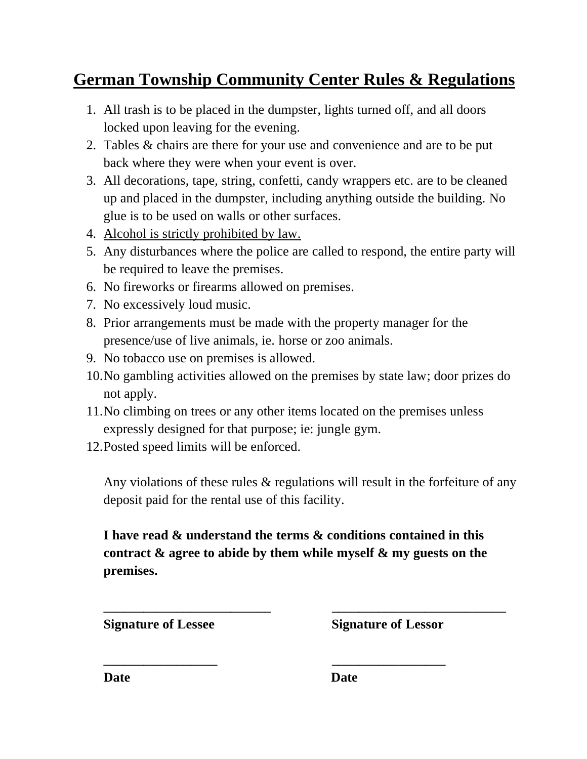# German Township Community Center Rules & Regulations

1. All trash is to be placed in the dumpster, lights turned off, and all doors locked upon leaving for the evening.
2. Tables & chairs are there for your use and convenience and are to be put back where they were when your event is over.
3. All decorations, tape, string, confetti, candy wrappers etc. are to be cleaned up and placed in the dumpster, including anything outside the building. No glue is to be used on walls or other surfaces.
4. <u>Alcohol is strictly prohibited by law.</u>
5. Any disturbances where the police are called to respond, the entire party will be required to leave the premises.
6. No fireworks or firearms allowed on premises.
7. No excessively loud music.
8. Prior arrangements must be made with the property manager for the presence/use of live animals, ie. horse or zoo animals.
9. No tobacco use on premises is allowed.
10. No gambling activities allowed on the premises by state law; door prizes do not apply.
11. No climbing on trees or any other items located on the premises unless expressly designed for that purpose; ie: jungle gym.
12. Posted speed limits will be enforced.

Any violations of these rules & regulations will result in the forfeiture of any deposit paid for the rental use of this facility.

**I have read & understand the terms & conditions contained in this contract & agree to abide by them while myself & my guests on the premises.**

___________________________ ___________________________

**Signature of Lessee** **Signature of Lessor**

__________________ __________________

**Date** **Date**